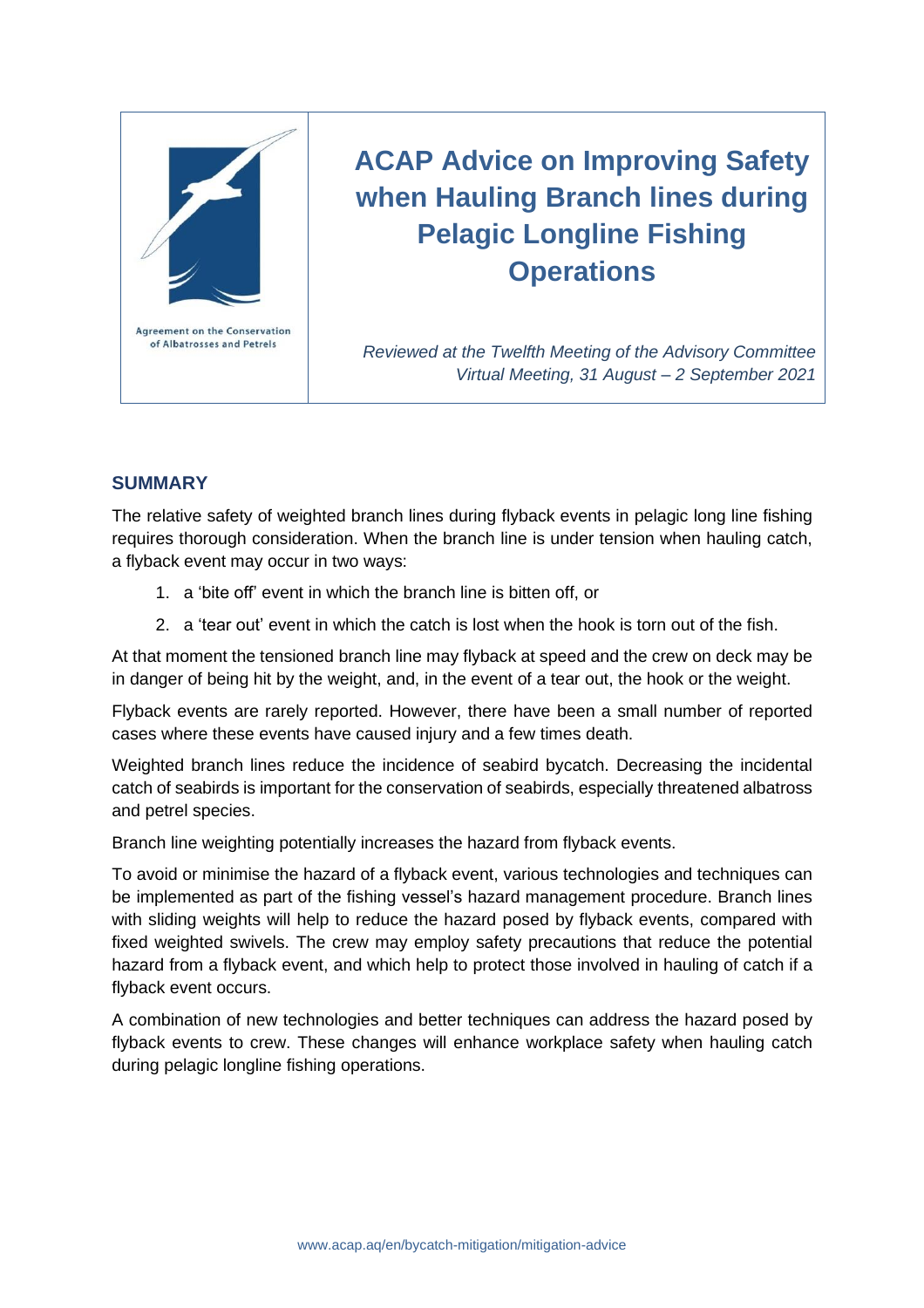Agreement on the Conservation of Albatrosses and Petrels

# ACAP Advice on Improving Safety when Hauling Branch lines during Pelagic Longline Fishing Operations

*Reviewed at the Twelfth Meeting of the Advisory Committee*
*Virtual Meeting, 31 August – 2 September 2021*

## SUMMARY

The relative safety of weighted branch lines during flyback events in pelagic long line fishing requires thorough consideration. When the branch line is under tension when hauling catch, a flyback event may occur in two ways:

1. a 'bite off' event in which the branch line is bitten off, or
2. a 'tear out' event in which the catch is lost when the hook is torn out of the fish.

At that moment the tensioned branch line may flyback at speed and the crew on deck may be in danger of being hit by the weight, and, in the event of a tear out, the hook or the weight.

Flyback events are rarely reported. However, there have been a small number of reported cases where these events have caused injury and a few times death.

Weighted branch lines reduce the incidence of seabird bycatch. Decreasing the incidental catch of seabirds is important for the conservation of seabirds, especially threatened albatross and petrel species.

Branch line weighting potentially increases the hazard from flyback events.

To avoid or minimise the hazard of a flyback event, various technologies and techniques can be implemented as part of the fishing vessel's hazard management procedure. Branch lines with sliding weights will help to reduce the hazard posed by flyback events, compared with fixed weighted swivels. The crew may employ safety precautions that reduce the potential hazard from a flyback event, and which help to protect those involved in hauling of catch if a flyback event occurs.

A combination of new technologies and better techniques can address the hazard posed by flyback events to crew. These changes will enhance workplace safety when hauling catch during pelagic longline fishing operations.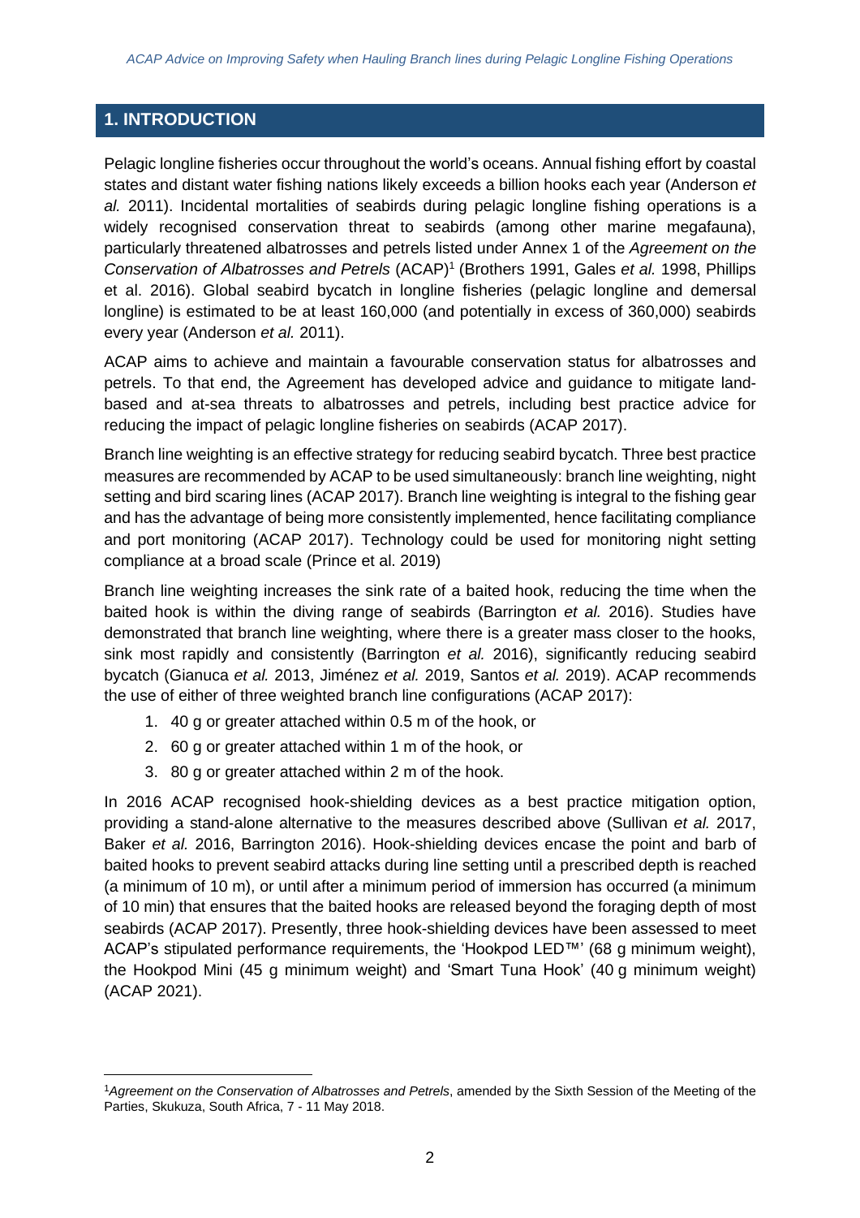## 1. INTRODUCTION

Pelagic longline fisheries occur throughout the world's oceans. Annual fishing effort by coastal states and distant water fishing nations likely exceeds a billion hooks each year (Anderson *et al.* 2011). Incidental mortalities of seabirds during pelagic longline fishing operations is a widely recognised conservation threat to seabirds (among other marine megafauna), particularly threatened albatrosses and petrels listed under Annex 1 of the *Agreement on the Conservation of Albatrosses and Petrels* (ACAP)[1] (Brothers 1991, Gales *et al.* 1998, Phillips et al. 2016). Global seabird bycatch in longline fisheries (pelagic longline and demersal longline) is estimated to be at least 160,000 (and potentially in excess of 360,000) seabirds every year (Anderson *et al.* 2011).

ACAP aims to achieve and maintain a favourable conservation status for albatrosses and petrels. To that end, the Agreement has developed advice and guidance to mitigate land-based and at-sea threats to albatrosses and petrels, including best practice advice for reducing the impact of pelagic longline fisheries on seabirds (ACAP 2017).

Branch line weighting is an effective strategy for reducing seabird bycatch. Three best practice measures are recommended by ACAP to be used simultaneously: branch line weighting, night setting and bird scaring lines (ACAP 2017). Branch line weighting is integral to the fishing gear and has the advantage of being more consistently implemented, hence facilitating compliance and port monitoring (ACAP 2017). Technology could be used for monitoring night setting compliance at a broad scale (Prince et al. 2019)

Branch line weighting increases the sink rate of a baited hook, reducing the time when the baited hook is within the diving range of seabirds (Barrington *et al.* 2016). Studies have demonstrated that branch line weighting, where there is a greater mass closer to the hooks, sink most rapidly and consistently (Barrington *et al.* 2016), significantly reducing seabird bycatch (Gianuca *et al.* 2013, Jiménez *et al.* 2019, Santos *et al.* 2019). ACAP recommends the use of either of three weighted branch line configurations (ACAP 2017):

1. 40 g or greater attached within 0.5 m of the hook, or
2. 60 g or greater attached within 1 m of the hook, or
3. 80 g or greater attached within 2 m of the hook.

In 2016 ACAP recognised hook-shielding devices as a best practice mitigation option, providing a stand-alone alternative to the measures described above (Sullivan *et al.* 2017, Baker *et al.* 2016, Barrington 2016). Hook-shielding devices encase the point and barb of baited hooks to prevent seabird attacks during line setting until a prescribed depth is reached (a minimum of 10 m), or until after a minimum period of immersion has occurred (a minimum of 10 min) that ensures that the baited hooks are released beyond the foraging depth of most seabirds (ACAP 2017). Presently, three hook-shielding devices have been assessed to meet ACAP's stipulated performance requirements, the 'Hookpod LED™' (68 g minimum weight), the Hookpod Mini (45 g minimum weight) and 'Smart Tuna Hook' (40 g minimum weight) (ACAP 2021).

[1] *Agreement on the Conservation of Albatrosses and Petrels*, amended by the Sixth Session of the Meeting of the Parties, Skukuza, South Africa, 7 - 11 May 2018.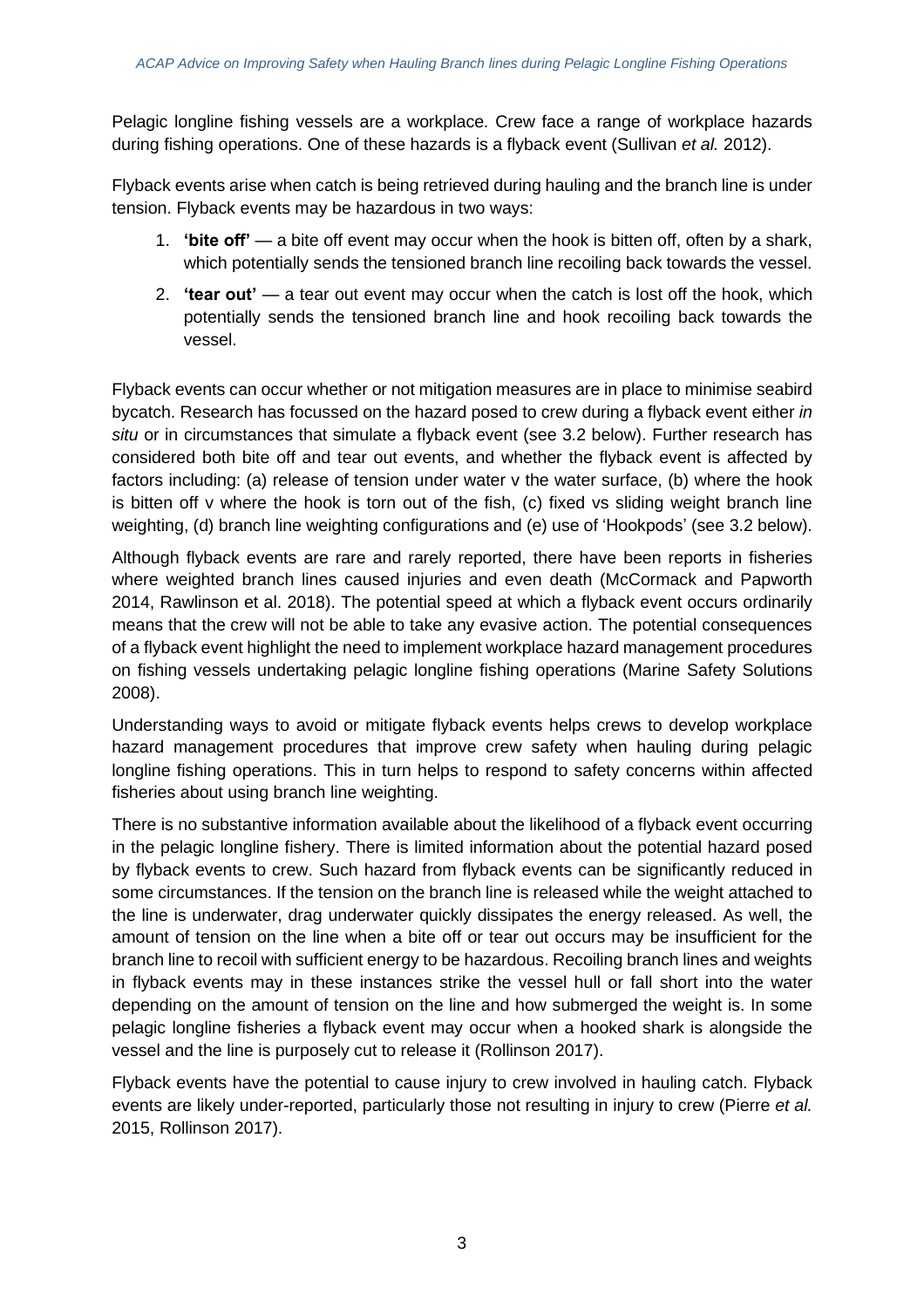Pelagic longline fishing vessels are a workplace. Crew face a range of workplace hazards during fishing operations. One of these hazards is a flyback event (Sullivan *et al.* 2012).

Flyback events arise when catch is being retrieved during hauling and the branch line is under tension. Flyback events may be hazardous in two ways:

1. **'bite off'** — a bite off event may occur when the hook is bitten off, often by a shark, which potentially sends the tensioned branch line recoiling back towards the vessel.
2. **'tear out'** — a tear out event may occur when the catch is lost off the hook, which potentially sends the tensioned branch line and hook recoiling back towards the vessel.

Flyback events can occur whether or not mitigation measures are in place to minimise seabird bycatch. Research has focussed on the hazard posed to crew during a flyback event either *in situ* or in circumstances that simulate a flyback event (see 3.2 below). Further research has considered both bite off and tear out events, and whether the flyback event is affected by factors including: (a) release of tension under water v the water surface, (b) where the hook is bitten off v where the hook is torn out of the fish, (c) fixed vs sliding weight branch line weighting, (d) branch line weighting configurations and (e) use of 'Hookpods' (see 3.2 below).

Although flyback events are rare and rarely reported, there have been reports in fisheries where weighted branch lines caused injuries and even death (McCormack and Papworth 2014, Rawlinson et al. 2018). The potential speed at which a flyback event occurs ordinarily means that the crew will not be able to take any evasive action. The potential consequences of a flyback event highlight the need to implement workplace hazard management procedures on fishing vessels undertaking pelagic longline fishing operations (Marine Safety Solutions 2008).

Understanding ways to avoid or mitigate flyback events helps crews to develop workplace hazard management procedures that improve crew safety when hauling during pelagic longline fishing operations. This in turn helps to respond to safety concerns within affected fisheries about using branch line weighting.

There is no substantive information available about the likelihood of a flyback event occurring in the pelagic longline fishery. There is limited information about the potential hazard posed by flyback events to crew. Such hazard from flyback events can be significantly reduced in some circumstances. If the tension on the branch line is released while the weight attached to the line is underwater, drag underwater quickly dissipates the energy released. As well, the amount of tension on the line when a bite off or tear out occurs may be insufficient for the branch line to recoil with sufficient energy to be hazardous. Recoiling branch lines and weights in flyback events may in these instances strike the vessel hull or fall short into the water depending on the amount of tension on the line and how submerged the weight is. In some pelagic longline fisheries a flyback event may occur when a hooked shark is alongside the vessel and the line is purposely cut to release it (Rollinson 2017).

Flyback events have the potential to cause injury to crew involved in hauling catch. Flyback events are likely under-reported, particularly those not resulting in injury to crew (Pierre *et al.* 2015, Rollinson 2017).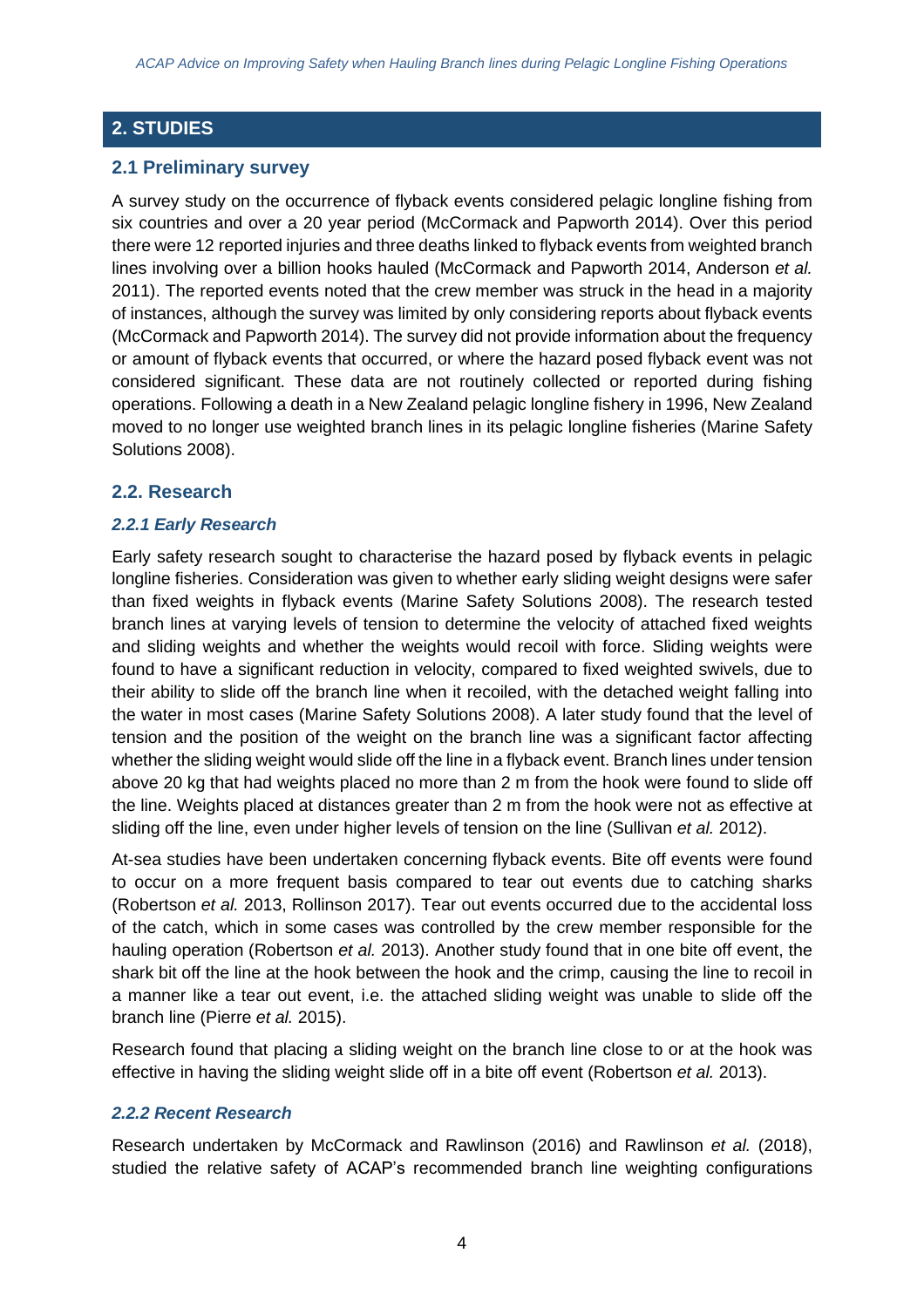## 2. STUDIES

### 2.1 Preliminary survey

A survey study on the occurrence of flyback events considered pelagic longline fishing from six countries and over a 20 year period (McCormack and Papworth 2014). Over this period there were 12 reported injuries and three deaths linked to flyback events from weighted branch lines involving over a billion hooks hauled (McCormack and Papworth 2014, Anderson *et al.* 2011). The reported events noted that the crew member was struck in the head in a majority of instances, although the survey was limited by only considering reports about flyback events (McCormack and Papworth 2014). The survey did not provide information about the frequency or amount of flyback events that occurred, or where the hazard posed flyback event was not considered significant. These data are not routinely collected or reported during fishing operations. Following a death in a New Zealand pelagic longline fishery in 1996, New Zealand moved to no longer use weighted branch lines in its pelagic longline fisheries (Marine Safety Solutions 2008).

### 2.2. Research

#### *2.2.1 Early Research*

Early safety research sought to characterise the hazard posed by flyback events in pelagic longline fisheries. Consideration was given to whether early sliding weight designs were safer than fixed weights in flyback events (Marine Safety Solutions 2008). The research tested branch lines at varying levels of tension to determine the velocity of attached fixed weights and sliding weights and whether the weights would recoil with force. Sliding weights were found to have a significant reduction in velocity, compared to fixed weighted swivels, due to their ability to slide off the branch line when it recoiled, with the detached weight falling into the water in most cases (Marine Safety Solutions 2008). A later study found that the level of tension and the position of the weight on the branch line was a significant factor affecting whether the sliding weight would slide off the line in a flyback event. Branch lines under tension above 20 kg that had weights placed no more than 2 m from the hook were found to slide off the line. Weights placed at distances greater than 2 m from the hook were not as effective at sliding off the line, even under higher levels of tension on the line (Sullivan *et al.* 2012).

At-sea studies have been undertaken concerning flyback events. Bite off events were found to occur on a more frequent basis compared to tear out events due to catching sharks (Robertson *et al.* 2013, Rollinson 2017). Tear out events occurred due to the accidental loss of the catch, which in some cases was controlled by the crew member responsible for the hauling operation (Robertson *et al.* 2013). Another study found that in one bite off event, the shark bit off the line at the hook between the hook and the crimp, causing the line to recoil in a manner like a tear out event, i.e. the attached sliding weight was unable to slide off the branch line (Pierre *et al.* 2015).

Research found that placing a sliding weight on the branch line close to or at the hook was effective in having the sliding weight slide off in a bite off event (Robertson *et al.* 2013).

#### *2.2.2 Recent Research*

Research undertaken by McCormack and Rawlinson (2016) and Rawlinson *et al.* (2018), studied the relative safety of ACAP's recommended branch line weighting configurations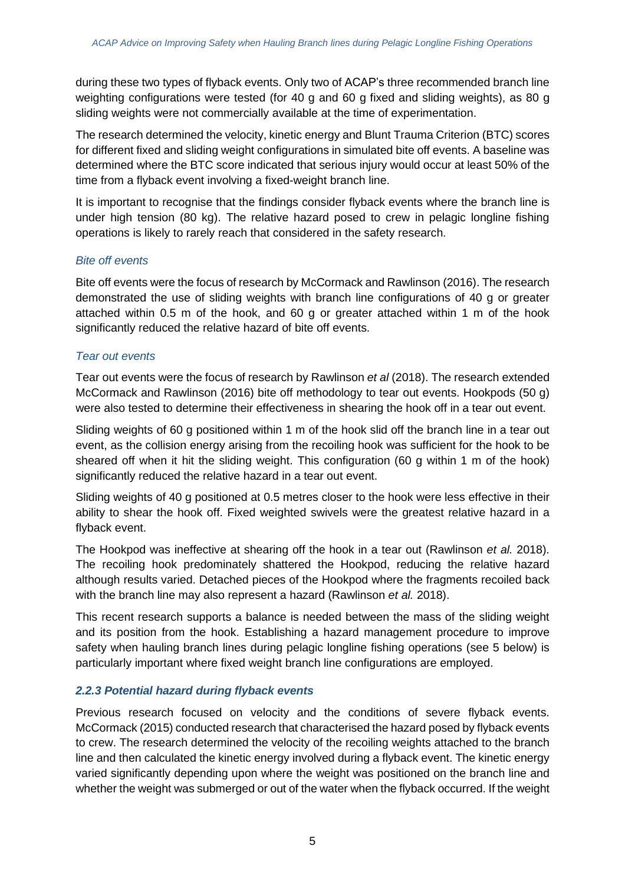during these two types of flyback events. Only two of ACAP's three recommended branch line weighting configurations were tested (for 40 g and 60 g fixed and sliding weights), as 80 g sliding weights were not commercially available at the time of experimentation.

The research determined the velocity, kinetic energy and Blunt Trauma Criterion (BTC) scores for different fixed and sliding weight configurations in simulated bite off events. A baseline was determined where the BTC score indicated that serious injury would occur at least 50% of the time from a flyback event involving a fixed-weight branch line.

It is important to recognise that the findings consider flyback events where the branch line is under high tension (80 kg). The relative hazard posed to crew in pelagic longline fishing operations is likely to rarely reach that considered in the safety research.

*Bite off events*

Bite off events were the focus of research by McCormack and Rawlinson (2016). The research demonstrated the use of sliding weights with branch line configurations of 40 g or greater attached within 0.5 m of the hook, and 60 g or greater attached within 1 m of the hook significantly reduced the relative hazard of bite off events.

*Tear out events*

Tear out events were the focus of research by Rawlinson *et al* (2018). The research extended McCormack and Rawlinson (2016) bite off methodology to tear out events. Hookpods (50 g) were also tested to determine their effectiveness in shearing the hook off in a tear out event.

Sliding weights of 60 g positioned within 1 m of the hook slid off the branch line in a tear out event, as the collision energy arising from the recoiling hook was sufficient for the hook to be sheared off when it hit the sliding weight. This configuration (60 g within 1 m of the hook) significantly reduced the relative hazard in a tear out event.

Sliding weights of 40 g positioned at 0.5 metres closer to the hook were less effective in their ability to shear the hook off. Fixed weighted swivels were the greatest relative hazard in a flyback event.

The Hookpod was ineffective at shearing off the hook in a tear out (Rawlinson *et al.* 2018). The recoiling hook predominately shattered the Hookpod, reducing the relative hazard although results varied. Detached pieces of the Hookpod where the fragments recoiled back with the branch line may also represent a hazard (Rawlinson *et al.* 2018).

This recent research supports a balance is needed between the mass of the sliding weight and its position from the hook. Establishing a hazard management procedure to improve safety when hauling branch lines during pelagic longline fishing operations (see 5 below) is particularly important where fixed weight branch line configurations are employed.

### *2.2.3 Potential hazard during flyback events*

Previous research focused on velocity and the conditions of severe flyback events. McCormack (2015) conducted research that characterised the hazard posed by flyback events to crew. The research determined the velocity of the recoiling weights attached to the branch line and then calculated the kinetic energy involved during a flyback event. The kinetic energy varied significantly depending upon where the weight was positioned on the branch line and whether the weight was submerged or out of the water when the flyback occurred. If the weight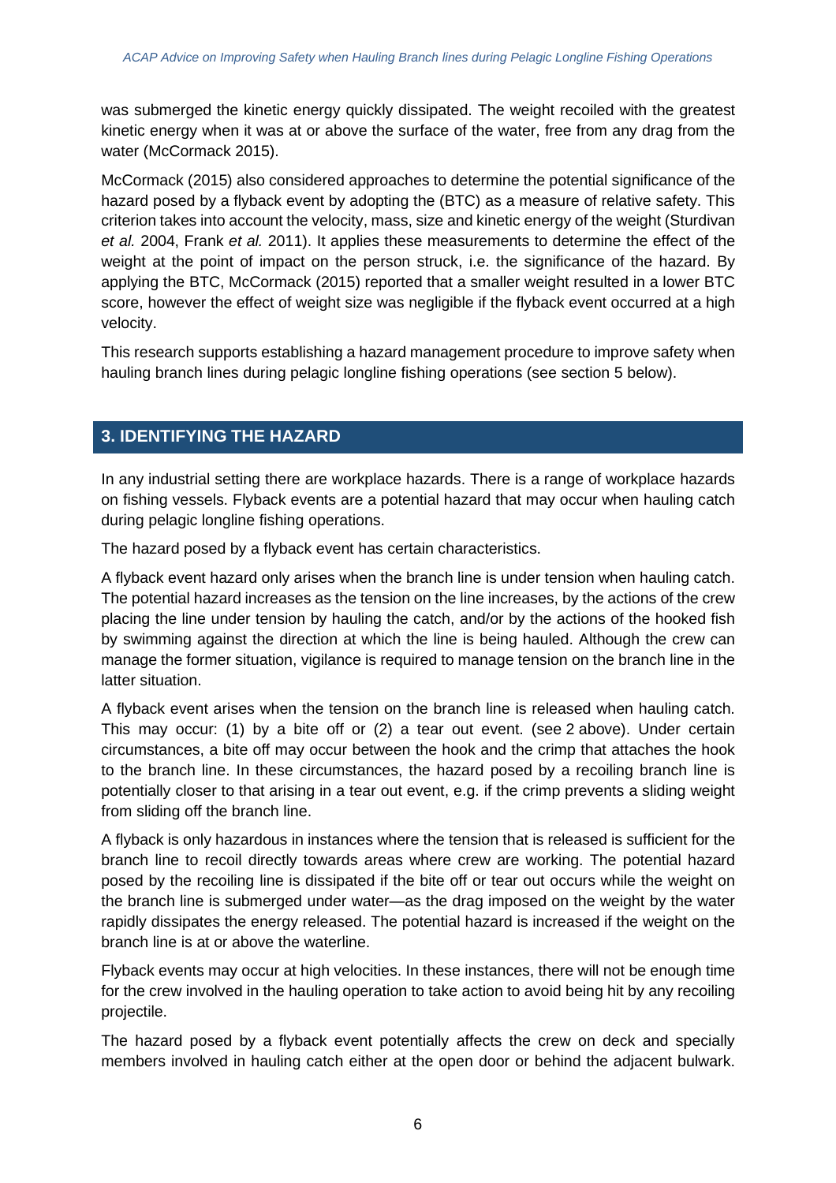was submerged the kinetic energy quickly dissipated. The weight recoiled with the greatest kinetic energy when it was at or above the surface of the water, free from any drag from the water (McCormack 2015).

McCormack (2015) also considered approaches to determine the potential significance of the hazard posed by a flyback event by adopting the (BTC) as a measure of relative safety. This criterion takes into account the velocity, mass, size and kinetic energy of the weight (Sturdivan *et al.* 2004, Frank *et al.* 2011). It applies these measurements to determine the effect of the weight at the point of impact on the person struck, i.e. the significance of the hazard. By applying the BTC, McCormack (2015) reported that a smaller weight resulted in a lower BTC score, however the effect of weight size was negligible if the flyback event occurred at a high velocity.

This research supports establishing a hazard management procedure to improve safety when hauling branch lines during pelagic longline fishing operations (see section 5 below).

## 3. IDENTIFYING THE HAZARD

In any industrial setting there are workplace hazards. There is a range of workplace hazards on fishing vessels. Flyback events are a potential hazard that may occur when hauling catch during pelagic longline fishing operations.

The hazard posed by a flyback event has certain characteristics.

A flyback event hazard only arises when the branch line is under tension when hauling catch. The potential hazard increases as the tension on the line increases, by the actions of the crew placing the line under tension by hauling the catch, and/or by the actions of the hooked fish by swimming against the direction at which the line is being hauled. Although the crew can manage the former situation, vigilance is required to manage tension on the branch line in the latter situation.

A flyback event arises when the tension on the branch line is released when hauling catch. This may occur: (1) by a bite off or (2) a tear out event. (see 2 above). Under certain circumstances, a bite off may occur between the hook and the crimp that attaches the hook to the branch line. In these circumstances, the hazard posed by a recoiling branch line is potentially closer to that arising in a tear out event, e.g. if the crimp prevents a sliding weight from sliding off the branch line.

A flyback is only hazardous in instances where the tension that is released is sufficient for the branch line to recoil directly towards areas where crew are working. The potential hazard posed by the recoiling line is dissipated if the bite off or tear out occurs while the weight on the branch line is submerged under water—as the drag imposed on the weight by the water rapidly dissipates the energy released. The potential hazard is increased if the weight on the branch line is at or above the waterline.

Flyback events may occur at high velocities. In these instances, there will not be enough time for the crew involved in the hauling operation to take action to avoid being hit by any recoiling projectile.

The hazard posed by a flyback event potentially affects the crew on deck and specially members involved in hauling catch either at the open door or behind the adjacent bulwark.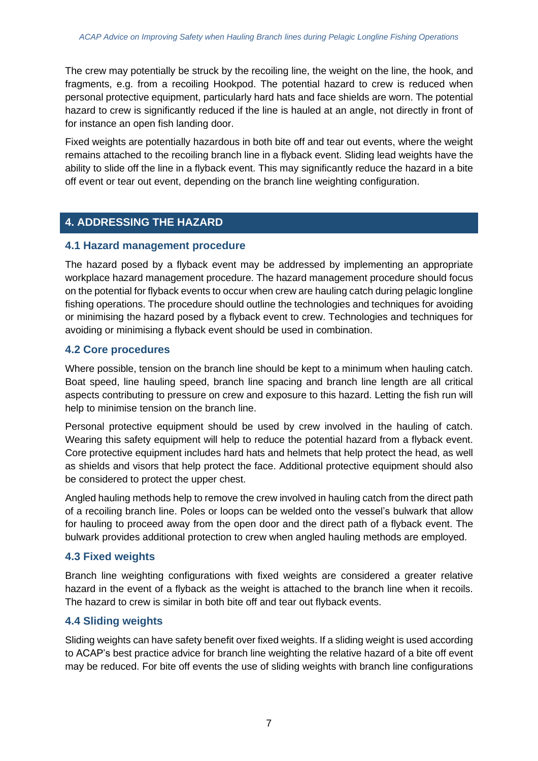The crew may potentially be struck by the recoiling line, the weight on the line, the hook, and fragments, e.g. from a recoiling Hookpod. The potential hazard to crew is reduced when personal protective equipment, particularly hard hats and face shields are worn. The potential hazard to crew is significantly reduced if the line is hauled at an angle, not directly in front of for instance an open fish landing door.

Fixed weights are potentially hazardous in both bite off and tear out events, where the weight remains attached to the recoiling branch line in a flyback event. Sliding lead weights have the ability to slide off the line in a flyback event. This may significantly reduce the hazard in a bite off event or tear out event, depending on the branch line weighting configuration.

## 4. ADDRESSING THE HAZARD

### 4.1 Hazard management procedure

The hazard posed by a flyback event may be addressed by implementing an appropriate workplace hazard management procedure. The hazard management procedure should focus on the potential for flyback events to occur when crew are hauling catch during pelagic longline fishing operations. The procedure should outline the technologies and techniques for avoiding or minimising the hazard posed by a flyback event to crew. Technologies and techniques for avoiding or minimising a flyback event should be used in combination.

### 4.2 Core procedures

Where possible, tension on the branch line should be kept to a minimum when hauling catch. Boat speed, line hauling speed, branch line spacing and branch line length are all critical aspects contributing to pressure on crew and exposure to this hazard. Letting the fish run will help to minimise tension on the branch line.

Personal protective equipment should be used by crew involved in the hauling of catch. Wearing this safety equipment will help to reduce the potential hazard from a flyback event. Core protective equipment includes hard hats and helmets that help protect the head, as well as shields and visors that help protect the face. Additional protective equipment should also be considered to protect the upper chest.

Angled hauling methods help to remove the crew involved in hauling catch from the direct path of a recoiling branch line. Poles or loops can be welded onto the vessel's bulwark that allow for hauling to proceed away from the open door and the direct path of a flyback event. The bulwark provides additional protection to crew when angled hauling methods are employed.

### 4.3 Fixed weights

Branch line weighting configurations with fixed weights are considered a greater relative hazard in the event of a flyback as the weight is attached to the branch line when it recoils. The hazard to crew is similar in both bite off and tear out flyback events.

### 4.4 Sliding weights

Sliding weights can have safety benefit over fixed weights. If a sliding weight is used according to ACAP's best practice advice for branch line weighting the relative hazard of a bite off event may be reduced. For bite off events the use of sliding weights with branch line configurations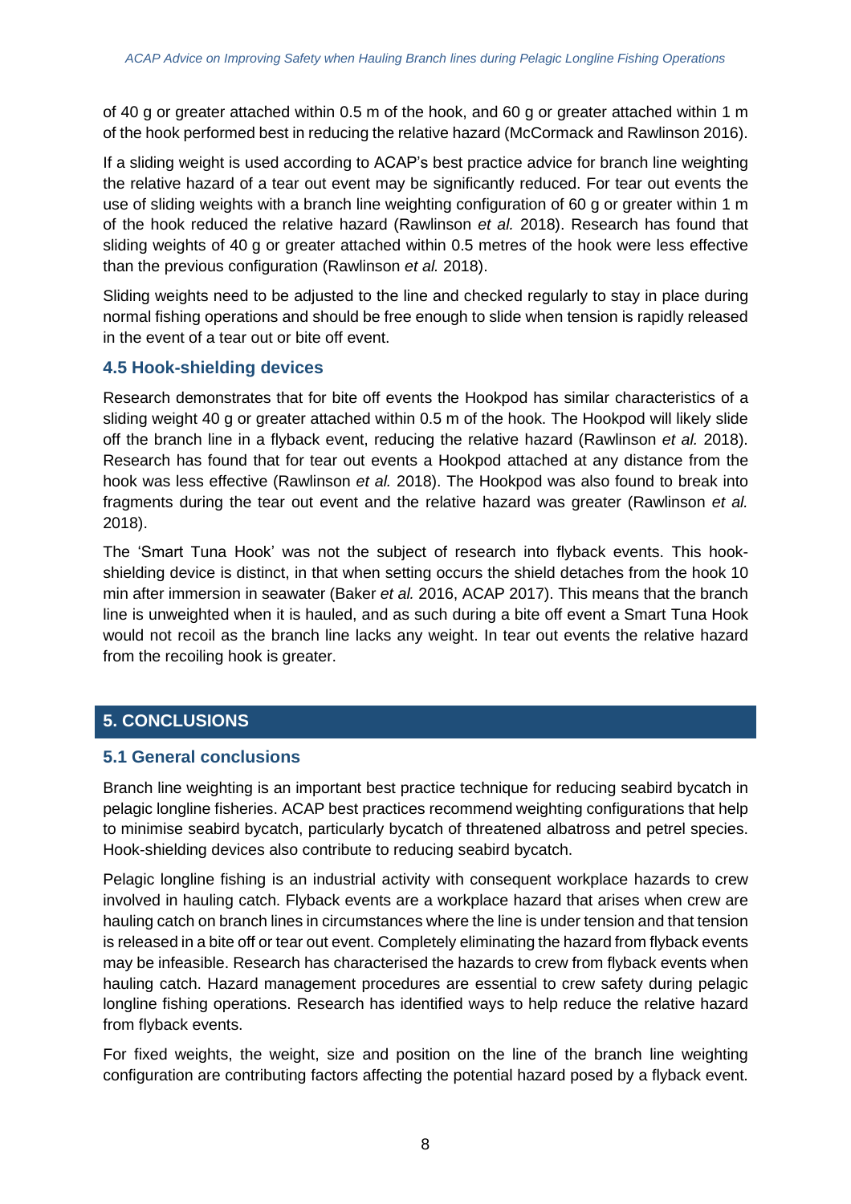of 40 g or greater attached within 0.5 m of the hook, and 60 g or greater attached within 1 m of the hook performed best in reducing the relative hazard (McCormack and Rawlinson 2016).

If a sliding weight is used according to ACAP's best practice advice for branch line weighting the relative hazard of a tear out event may be significantly reduced. For tear out events the use of sliding weights with a branch line weighting configuration of 60 g or greater within 1 m of the hook reduced the relative hazard (Rawlinson *et al.* 2018). Research has found that sliding weights of 40 g or greater attached within 0.5 metres of the hook were less effective than the previous configuration (Rawlinson *et al.* 2018).

Sliding weights need to be adjusted to the line and checked regularly to stay in place during normal fishing operations and should be free enough to slide when tension is rapidly released in the event of a tear out or bite off event.

### 4.5 Hook-shielding devices

Research demonstrates that for bite off events the Hookpod has similar characteristics of a sliding weight 40 g or greater attached within 0.5 m of the hook. The Hookpod will likely slide off the branch line in a flyback event, reducing the relative hazard (Rawlinson *et al.* 2018). Research has found that for tear out events a Hookpod attached at any distance from the hook was less effective (Rawlinson *et al.* 2018). The Hookpod was also found to break into fragments during the tear out event and the relative hazard was greater (Rawlinson *et al.* 2018).

The 'Smart Tuna Hook' was not the subject of research into flyback events. This hook-shielding device is distinct, in that when setting occurs the shield detaches from the hook 10 min after immersion in seawater (Baker *et al.* 2016, ACAP 2017). This means that the branch line is unweighted when it is hauled, and as such during a bite off event a Smart Tuna Hook would not recoil as the branch line lacks any weight. In tear out events the relative hazard from the recoiling hook is greater.

## 5. CONCLUSIONS

### 5.1 General conclusions

Branch line weighting is an important best practice technique for reducing seabird bycatch in pelagic longline fisheries. ACAP best practices recommend weighting configurations that help to minimise seabird bycatch, particularly bycatch of threatened albatross and petrel species. Hook-shielding devices also contribute to reducing seabird bycatch.

Pelagic longline fishing is an industrial activity with consequent workplace hazards to crew involved in hauling catch. Flyback events are a workplace hazard that arises when crew are hauling catch on branch lines in circumstances where the line is under tension and that tension is released in a bite off or tear out event. Completely eliminating the hazard from flyback events may be infeasible. Research has characterised the hazards to crew from flyback events when hauling catch. Hazard management procedures are essential to crew safety during pelagic longline fishing operations. Research has identified ways to help reduce the relative hazard from flyback events.

For fixed weights, the weight, size and position on the line of the branch line weighting configuration are contributing factors affecting the potential hazard posed by a flyback event.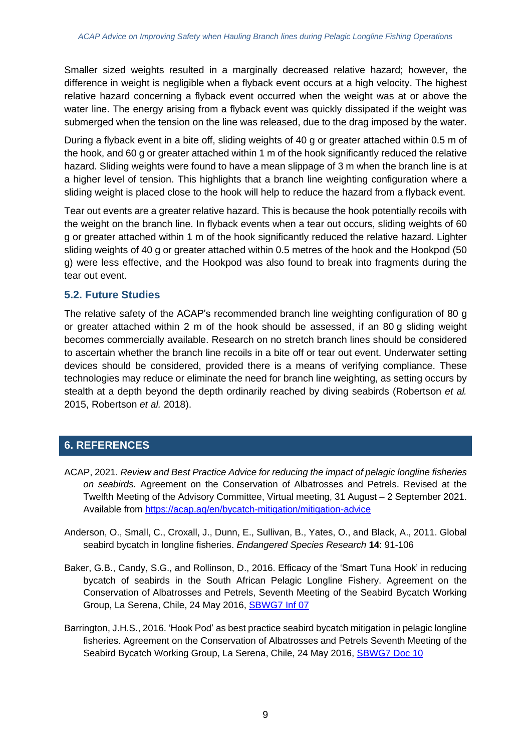Smaller sized weights resulted in a marginally decreased relative hazard; however, the difference in weight is negligible when a flyback event occurs at a high velocity. The highest relative hazard concerning a flyback event occurred when the weight was at or above the water line. The energy arising from a flyback event was quickly dissipated if the weight was submerged when the tension on the line was released, due to the drag imposed by the water.

During a flyback event in a bite off, sliding weights of 40 g or greater attached within 0.5 m of the hook, and 60 g or greater attached within 1 m of the hook significantly reduced the relative hazard. Sliding weights were found to have a mean slippage of 3 m when the branch line is at a higher level of tension. This highlights that a branch line weighting configuration where a sliding weight is placed close to the hook will help to reduce the hazard from a flyback event.

Tear out events are a greater relative hazard. This is because the hook potentially recoils with the weight on the branch line. In flyback events when a tear out occurs, sliding weights of 60 g or greater attached within 1 m of the hook significantly reduced the relative hazard. Lighter sliding weights of 40 g or greater attached within 0.5 metres of the hook and the Hookpod (50 g) were less effective, and the Hookpod was also found to break into fragments during the tear out event.

### 5.2. Future Studies

The relative safety of the ACAP's recommended branch line weighting configuration of 80 g or greater attached within 2 m of the hook should be assessed, if an 80 g sliding weight becomes commercially available. Research on no stretch branch lines should be considered to ascertain whether the branch line recoils in a bite off or tear out event. Underwater setting devices should be considered, provided there is a means of verifying compliance. These technologies may reduce or eliminate the need for branch line weighting, as setting occurs by stealth at a depth beyond the depth ordinarily reached by diving seabirds (Robertson *et al.* 2015, Robertson *et al.* 2018).

## 6. REFERENCES

ACAP, 2021. *Review and Best Practice Advice for reducing the impact of pelagic longline fisheries on seabirds.* Agreement on the Conservation of Albatrosses and Petrels. Revised at the Twelfth Meeting of the Advisory Committee, Virtual meeting, 31 August – 2 September 2021. Available from https://acap.aq/en/bycatch-mitigation/mitigation-advice

Anderson, O., Small, C., Croxall, J., Dunn, E., Sullivan, B., Yates, O., and Black, A., 2011. Global seabird bycatch in longline fisheries. *Endangered Species Research* **14**: 91-106

Baker, G.B., Candy, S.G., and Rollinson, D., 2016. Efficacy of the 'Smart Tuna Hook' in reducing bycatch of seabirds in the South African Pelagic Longline Fishery. Agreement on the Conservation of Albatrosses and Petrels, Seventh Meeting of the Seabird Bycatch Working Group, La Serena, Chile, 24 May 2016, SBWG7 Inf 07

Barrington, J.H.S., 2016. 'Hook Pod' as best practice seabird bycatch mitigation in pelagic longline fisheries. Agreement on the Conservation of Albatrosses and Petrels Seventh Meeting of the Seabird Bycatch Working Group, La Serena, Chile, 24 May 2016, SBWG7 Doc 10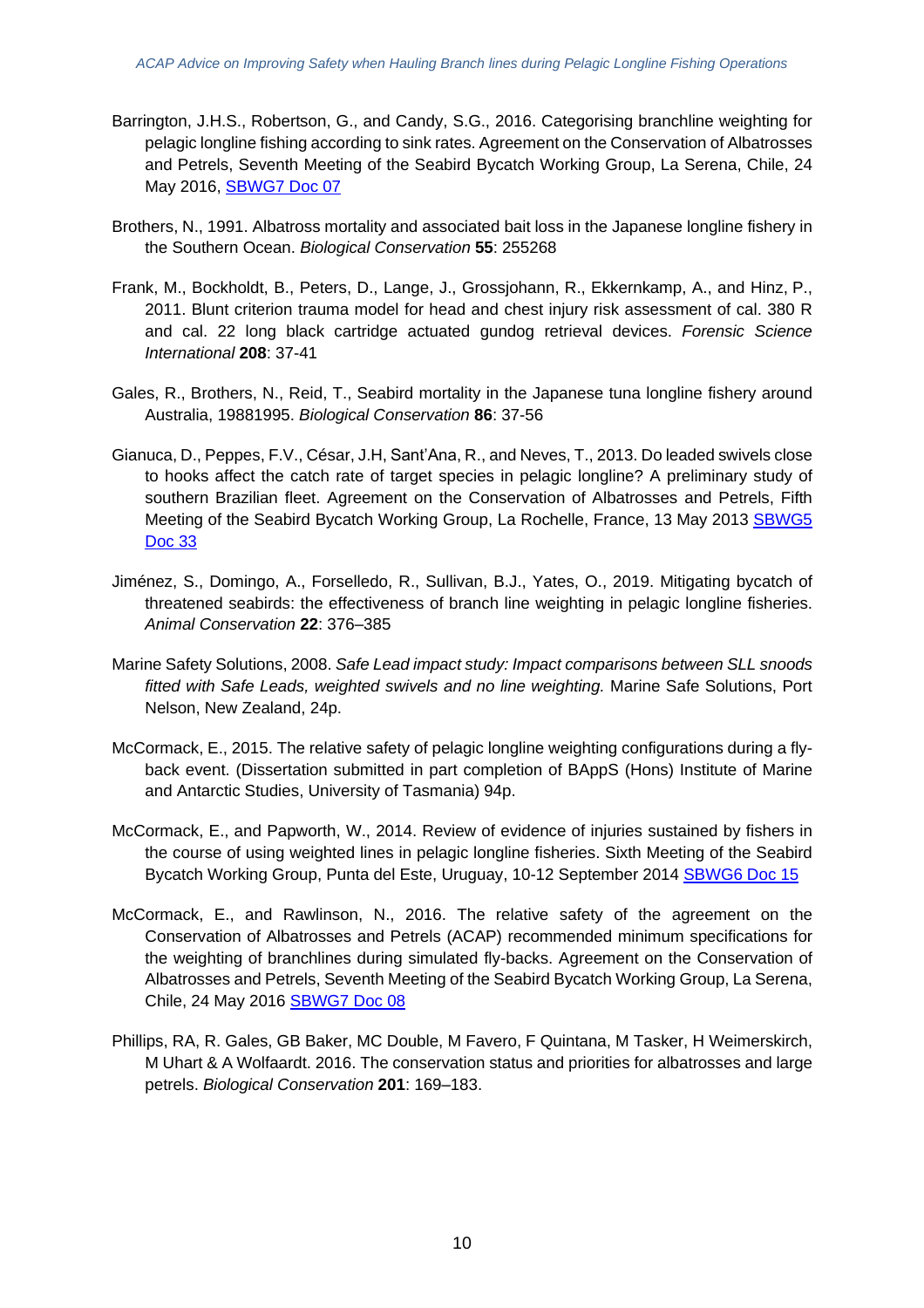Barrington, J.H.S., Robertson, G., and Candy, S.G., 2016. Categorising branchline weighting for pelagic longline fishing according to sink rates. Agreement on the Conservation of Albatrosses and Petrels, Seventh Meeting of the Seabird Bycatch Working Group, La Serena, Chile, 24 May 2016, SBWG7 Doc 07

Brothers, N., 1991. Albatross mortality and associated bait loss in the Japanese longline fishery in the Southern Ocean. *Biological Conservation* **55**: 255268

Frank, M., Bockholdt, B., Peters, D., Lange, J., Grossjohann, R., Ekkernkamp, A., and Hinz, P., 2011. Blunt criterion trauma model for head and chest injury risk assessment of cal. 380 R and cal. 22 long black cartridge actuated gundog retrieval devices. *Forensic Science International* **208**: 37-41

Gales, R., Brothers, N., Reid, T., Seabird mortality in the Japanese tuna longline fishery around Australia, 19881995. *Biological Conservation* **86**: 37-56

Gianuca, D., Peppes, F.V., César, J.H, Sant'Ana, R., and Neves, T., 2013. Do leaded swivels close to hooks affect the catch rate of target species in pelagic longline? A preliminary study of southern Brazilian fleet. Agreement on the Conservation of Albatrosses and Petrels, Fifth Meeting of the Seabird Bycatch Working Group, La Rochelle, France, 13 May 2013 SBWG5 Doc 33

Jiménez, S., Domingo, A., Forselledo, R., Sullivan, B.J., Yates, O., 2019. Mitigating bycatch of threatened seabirds: the effectiveness of branch line weighting in pelagic longline fisheries. *Animal Conservation* **22**: 376–385

Marine Safety Solutions, 2008. *Safe Lead impact study: Impact comparisons between SLL snoods fitted with Safe Leads, weighted swivels and no line weighting.* Marine Safe Solutions, Port Nelson, New Zealand, 24p.

McCormack, E., 2015. The relative safety of pelagic longline weighting configurations during a fly-back event. (Dissertation submitted in part completion of BAppS (Hons) Institute of Marine and Antarctic Studies, University of Tasmania) 94p.

McCormack, E., and Papworth, W., 2014. Review of evidence of injuries sustained by fishers in the course of using weighted lines in pelagic longline fisheries. Sixth Meeting of the Seabird Bycatch Working Group, Punta del Este, Uruguay, 10-12 September 2014 SBWG6 Doc 15

McCormack, E., and Rawlinson, N., 2016. The relative safety of the agreement on the Conservation of Albatrosses and Petrels (ACAP) recommended minimum specifications for the weighting of branchlines during simulated fly-backs. Agreement on the Conservation of Albatrosses and Petrels, Seventh Meeting of the Seabird Bycatch Working Group, La Serena, Chile, 24 May 2016 SBWG7 Doc 08

Phillips, RA, R. Gales, GB Baker, MC Double, M Favero, F Quintana, M Tasker, H Weimerskirch, M Uhart & A Wolfaardt. 2016. The conservation status and priorities for albatrosses and large petrels. *Biological Conservation* **201**: 169–183.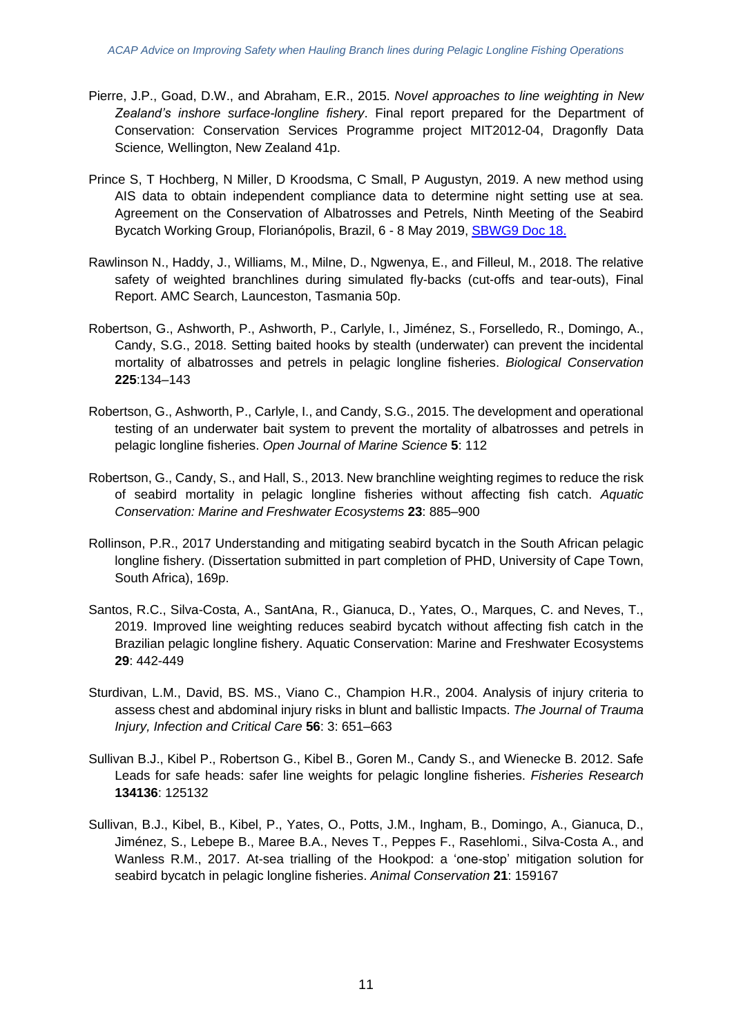Pierre, J.P., Goad, D.W., and Abraham, E.R., 2015. *Novel approaches to line weighting in New Zealand's inshore surface-longline fishery*. Final report prepared for the Department of Conservation: Conservation Services Programme project MIT2012-04, Dragonfly Data Science*,* Wellington, New Zealand 41p.

Prince S, T Hochberg, N Miller, D Kroodsma, C Small, P Augustyn, 2019. A new method using AIS data to obtain independent compliance data to determine night setting use at sea. Agreement on the Conservation of Albatrosses and Petrels, Ninth Meeting of the Seabird Bycatch Working Group, Florianópolis, Brazil, 6 - 8 May 2019, [SBWG9 Doc 18.]

Rawlinson N., Haddy, J., Williams, M., Milne, D., Ngwenya, E., and Filleul, M., 2018. The relative safety of weighted branchlines during simulated fly-backs (cut-offs and tear-outs), Final Report. AMC Search, Launceston, Tasmania 50p.

Robertson, G., Ashworth, P., Ashworth, P., Carlyle, I., Jiménez, S., Forselledo, R., Domingo, A., Candy, S.G., 2018. Setting baited hooks by stealth (underwater) can prevent the incidental mortality of albatrosses and petrels in pelagic longline fisheries. *Biological Conservation* **225**:134–143

Robertson, G., Ashworth, P., Carlyle, I., and Candy, S.G., 2015. The development and operational testing of an underwater bait system to prevent the mortality of albatrosses and petrels in pelagic longline fisheries. *Open Journal of Marine Science* **5**: 112

Robertson, G., Candy, S., and Hall, S., 2013. New branchline weighting regimes to reduce the risk of seabird mortality in pelagic longline fisheries without affecting fish catch. *Aquatic Conservation: Marine and Freshwater Ecosystems* **23**: 885–900

Rollinson, P.R., 2017 Understanding and mitigating seabird bycatch in the South African pelagic longline fishery. (Dissertation submitted in part completion of PHD, University of Cape Town, South Africa), 169p.

Santos, R.C., Silva-Costa, A., SantAna, R., Gianuca, D., Yates, O., Marques, C. and Neves, T., 2019. Improved line weighting reduces seabird bycatch without affecting fish catch in the Brazilian pelagic longline fishery. Aquatic Conservation: Marine and Freshwater Ecosystems **29**: 442-449

Sturdivan, L.M., David, BS. MS., Viano C., Champion H.R., 2004. Analysis of injury criteria to assess chest and abdominal injury risks in blunt and ballistic Impacts. *The Journal of Trauma Injury, Infection and Critical Care* **56**: 3: 651–663

Sullivan B.J., Kibel P., Robertson G., Kibel B., Goren M., Candy S., and Wienecke B. 2012. Safe Leads for safe heads: safer line weights for pelagic longline fisheries. *Fisheries Research* **134136**: 125132

Sullivan, B.J., Kibel, B., Kibel, P., Yates, O., Potts, J.M., Ingham, B., Domingo, A., Gianuca, D., Jiménez, S., Lebepe B., Maree B.A., Neves T., Peppes F., Rasehlomi., Silva-Costa A., and Wanless R.M., 2017. At-sea trialling of the Hookpod: a 'one-stop' mitigation solution for seabird bycatch in pelagic longline fisheries. *Animal Conservation* **21**: 159167